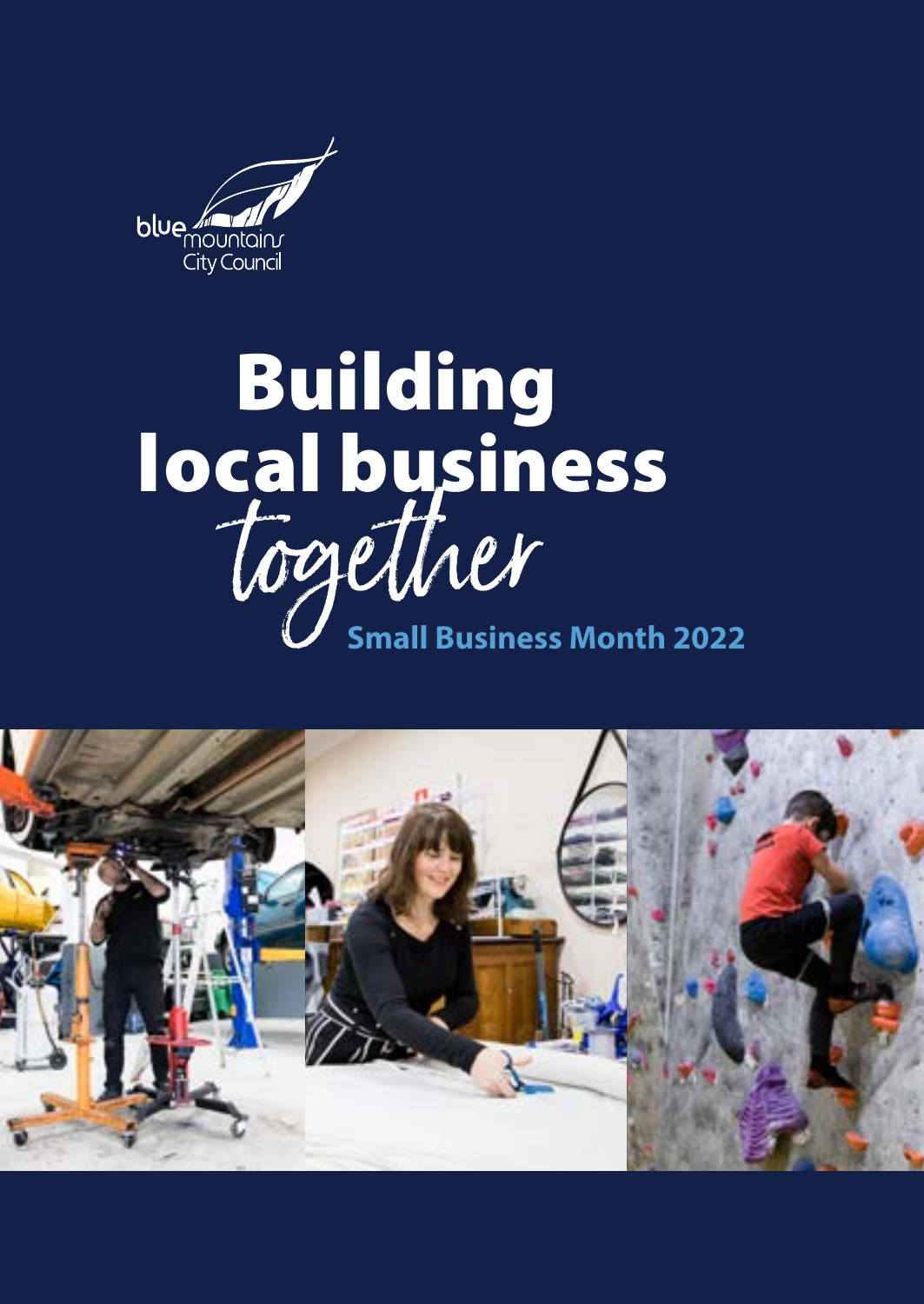blue mountains City Council

# Building local business *together*

**Small Business Month 2022**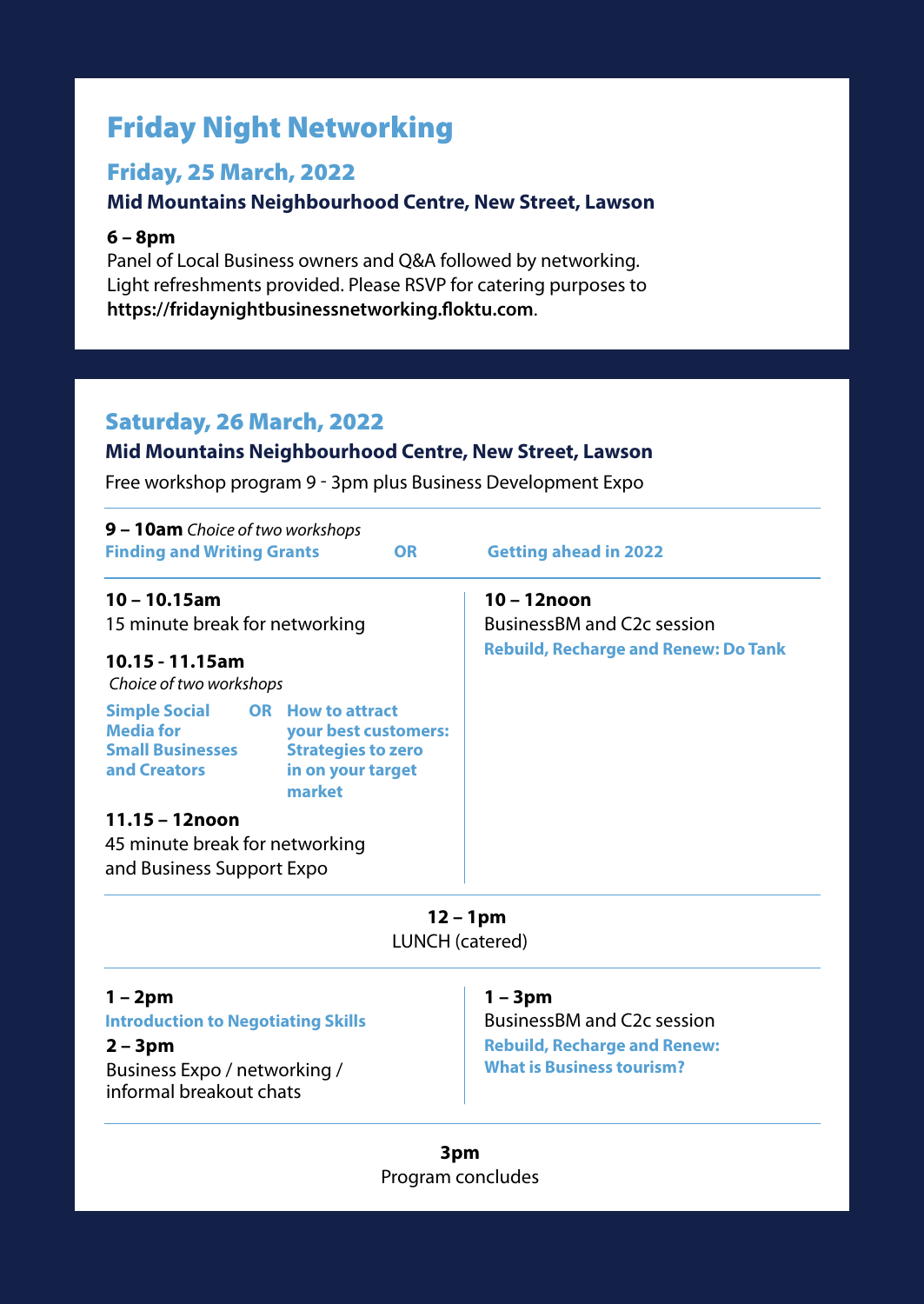# Friday Night Networking

## Friday, 25 March, 2022

**Mid Mountains Neighbourhood Centre, New Street, Lawson**

**6 – 8pm**
Panel of Local Business owners and Q&A followed by networking. Light refreshments provided. Please RSVP for catering purposes to **https://fridaynightbusinessnetworking.floktu.com**.

## Saturday, 26 March, 2022

**Mid Mountains Neighbourhood Centre, New Street, Lawson**

Free workshop program 9 - 3pm plus Business Development Expo

**9 – 10am** *Choice of two workshops*
**Finding and Writing Grants** OR **Getting ahead in 2022**

**10 – 10.15am**
15 minute break for networking

**10.15 - 11.15am**
*Choice of two workshops*
**Simple Social Media for Small Businesses and Creators** OR **How to attract your best customers: Strategies to zero in on your target market**

**11.15 – 12noon**
45 minute break for networking and Business Support Expo

**10 – 12noon**
BusinessBM and C2c session
**Rebuild, Recharge and Renew: Do Tank**

**12 – 1pm**
LUNCH (catered)

**1 – 2pm**
**Introduction to Negotiating Skills**

**2 – 3pm**
Business Expo / networking / informal breakout chats

**1 – 3pm**
BusinessBM and C2c session
**Rebuild, Recharge and Renew: What is Business tourism?**

**3pm**
Program concludes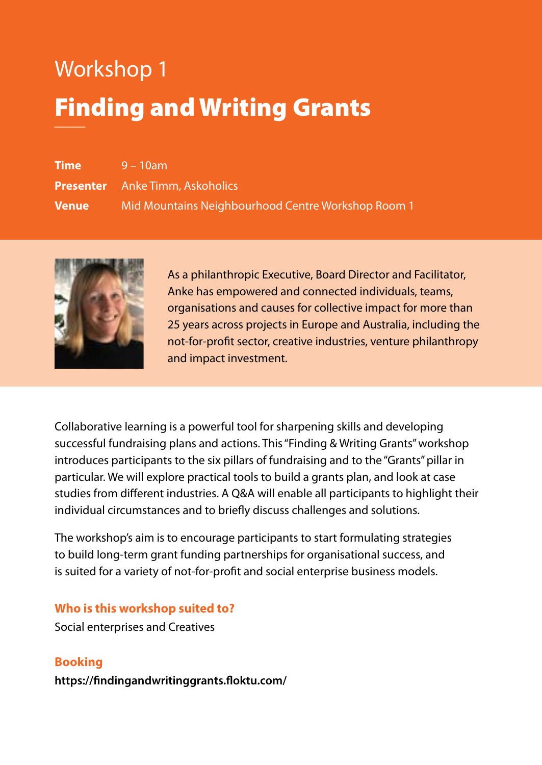Workshop 1

# Finding and Writing Grants

**Time** 9 – 10am

**Presenter** Anke Timm, Askoholics

**Venue** Mid Mountains Neighbourhood Centre Workshop Room 1

As a philanthropic Executive, Board Director and Facilitator, Anke has empowered and connected individuals, teams, organisations and causes for collective impact for more than 25 years across projects in Europe and Australia, including the not-for-profit sector, creative industries, venture philanthropy and impact investment.

Collaborative learning is a powerful tool for sharpening skills and developing successful fundraising plans and actions. This "Finding & Writing Grants" workshop introduces participants to the six pillars of fundraising and to the "Grants" pillar in particular. We will explore practical tools to build a grants plan, and look at case studies from different industries. A Q&A will enable all participants to highlight their individual circumstances and to briefly discuss challenges and solutions.

The workshop's aim is to encourage participants to start formulating strategies to build long-term grant funding partnerships for organisational success, and is suited for a variety of not-for-profit and social enterprise business models.

### Who is this workshop suited to?

Social enterprises and Creatives

### Booking

**https://findingandwritinggrants.floktu.com/**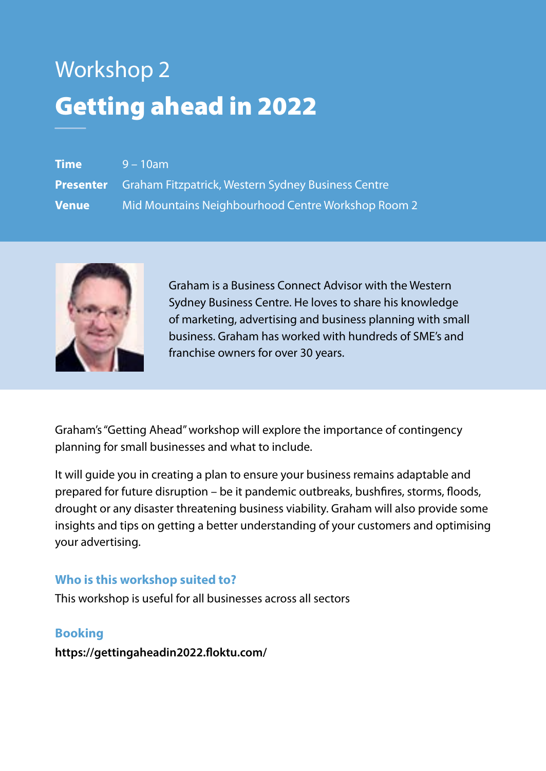Workshop 2

# Getting ahead in 2022

| | |
|---|---|
| **Time** | 9 – 10am |
| **Presenter** | Graham Fitzpatrick, Western Sydney Business Centre |
| **Venue** | Mid Mountains Neighbourhood Centre Workshop Room 2 |

Graham is a Business Connect Advisor with the Western Sydney Business Centre. He loves to share his knowledge of marketing, advertising and business planning with small business. Graham has worked with hundreds of SME's and franchise owners for over 30 years.

Graham's "Getting Ahead" workshop will explore the importance of contingency planning for small businesses and what to include.

It will guide you in creating a plan to ensure your business remains adaptable and prepared for future disruption – be it pandemic outbreaks, bushfires, storms, floods, drought or any disaster threatening business viability. Graham will also provide some insights and tips on getting a better understanding of your customers and optimising your advertising.

### Who is this workshop suited to?

This workshop is useful for all businesses across all sectors

### Booking

**https://gettingaheadin2022.floktu.com/**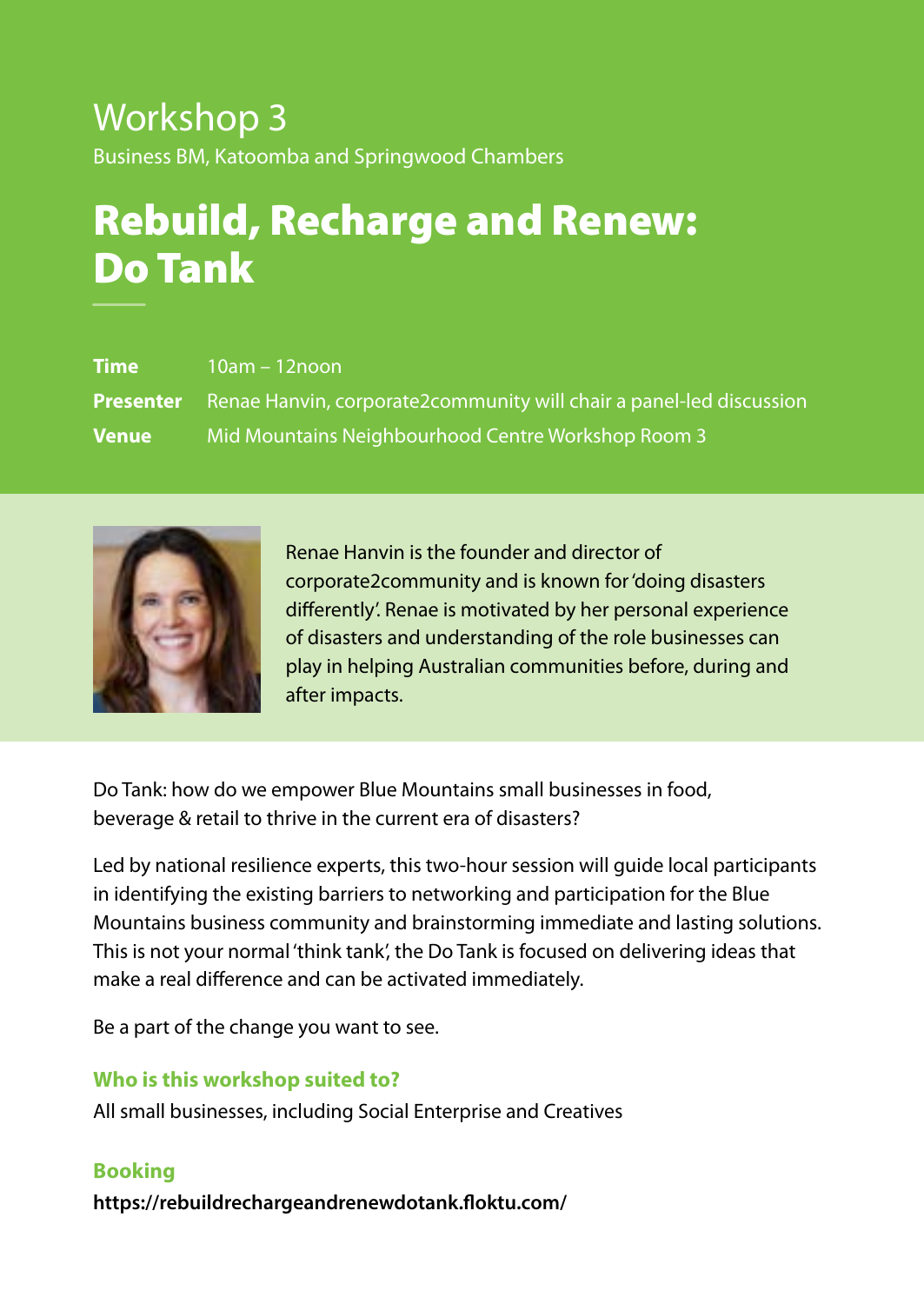## Workshop 3

Business BM, Katoomba and Springwood Chambers

# Rebuild, Recharge and Renew: Do Tank

**Time** 10am – 12noon

**Presenter** Renae Hanvin, corporate2community will chair a panel-led discussion

**Venue** Mid Mountains Neighbourhood Centre Workshop Room 3

Renae Hanvin is the founder and director of corporate2community and is known for 'doing disasters differently'. Renae is motivated by her personal experience of disasters and understanding of the role businesses can play in helping Australian communities before, during and after impacts.

Do Tank: how do we empower Blue Mountains small businesses in food, beverage & retail to thrive in the current era of disasters?

Led by national resilience experts, this two-hour session will guide local participants in identifying the existing barriers to networking and participation for the Blue Mountains business community and brainstorming immediate and lasting solutions. This is not your normal 'think tank', the Do Tank is focused on delivering ideas that make a real difference and can be activated immediately.

Be a part of the change you want to see.

### Who is this workshop suited to?

All small businesses, including Social Enterprise and Creatives

### Booking

**https://rebuildrechargeandrenewdotank.floktu.com/**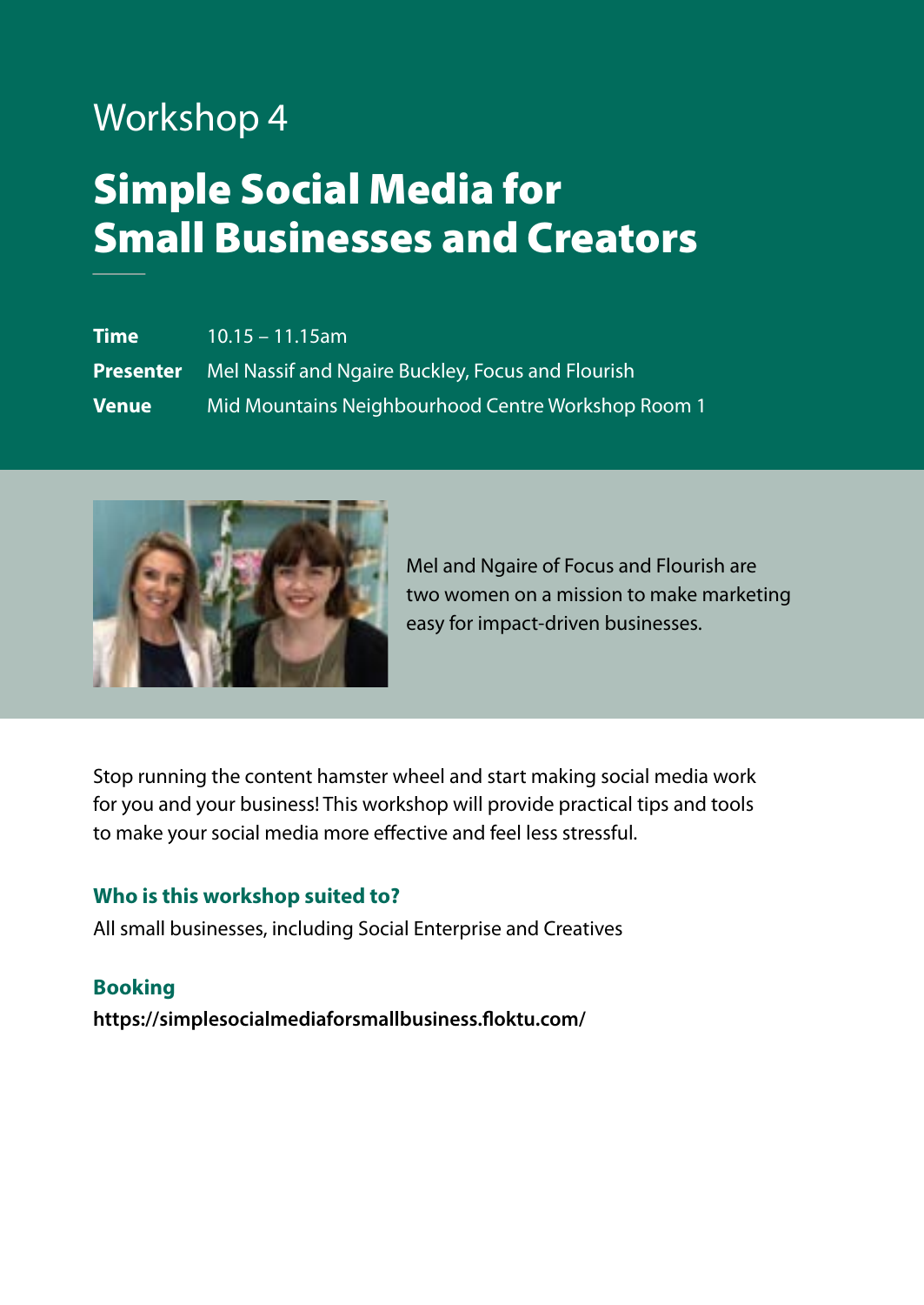Workshop 4

# Simple Social Media for Small Businesses and Creators

| | |
|---|---|
| **Time** | 10.15 – 11.15am |
| **Presenter** | Mel Nassif and Ngaire Buckley, Focus and Flourish |
| **Venue** | Mid Mountains Neighbourhood Centre Workshop Room 1 |

Mel and Ngaire of Focus and Flourish are two women on a mission to make marketing easy for impact-driven businesses.

Stop running the content hamster wheel and start making social media work for you and your business! This workshop will provide practical tips and tools to make your social media more effective and feel less stressful.

### Who is this workshop suited to?

All small businesses, including Social Enterprise and Creatives

### Booking

**https://simplesocialmediaforsmallbusiness.floktu.com/**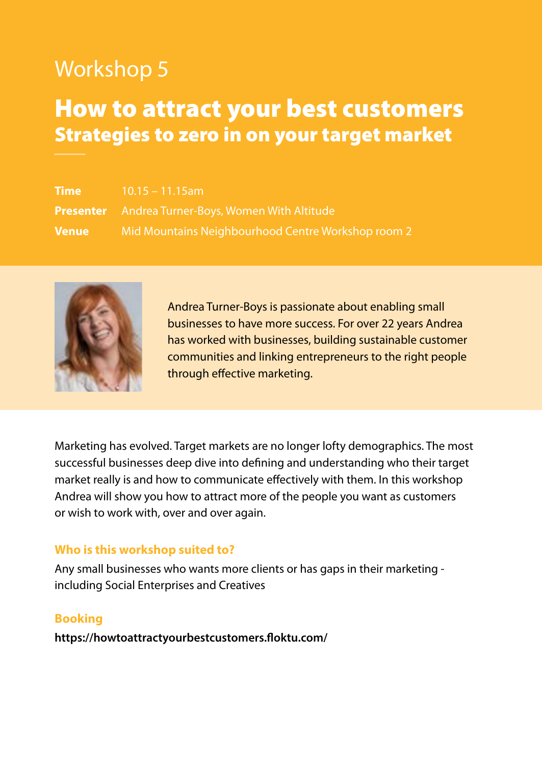Workshop 5

# How to attract your best customers

## Strategies to zero in on your target market

**Time** 10.15 – 11.15am

**Presenter** Andrea Turner-Boys, Women With Altitude

**Venue** Mid Mountains Neighbourhood Centre Workshop room 2

Andrea Turner-Boys is passionate about enabling small businesses to have more success. For over 22 years Andrea has worked with businesses, building sustainable customer communities and linking entrepreneurs to the right people through effective marketing.

Marketing has evolved. Target markets are no longer lofty demographics. The most successful businesses deep dive into defining and understanding who their target market really is and how to communicate effectively with them. In this workshop Andrea will show you how to attract more of the people you want as customers or wish to work with, over and over again.

### Who is this workshop suited to?

Any small businesses who wants more clients or has gaps in their marketing - including Social Enterprises and Creatives

### Booking

**https://howtoattractyourbestcustomers.floktu.com/**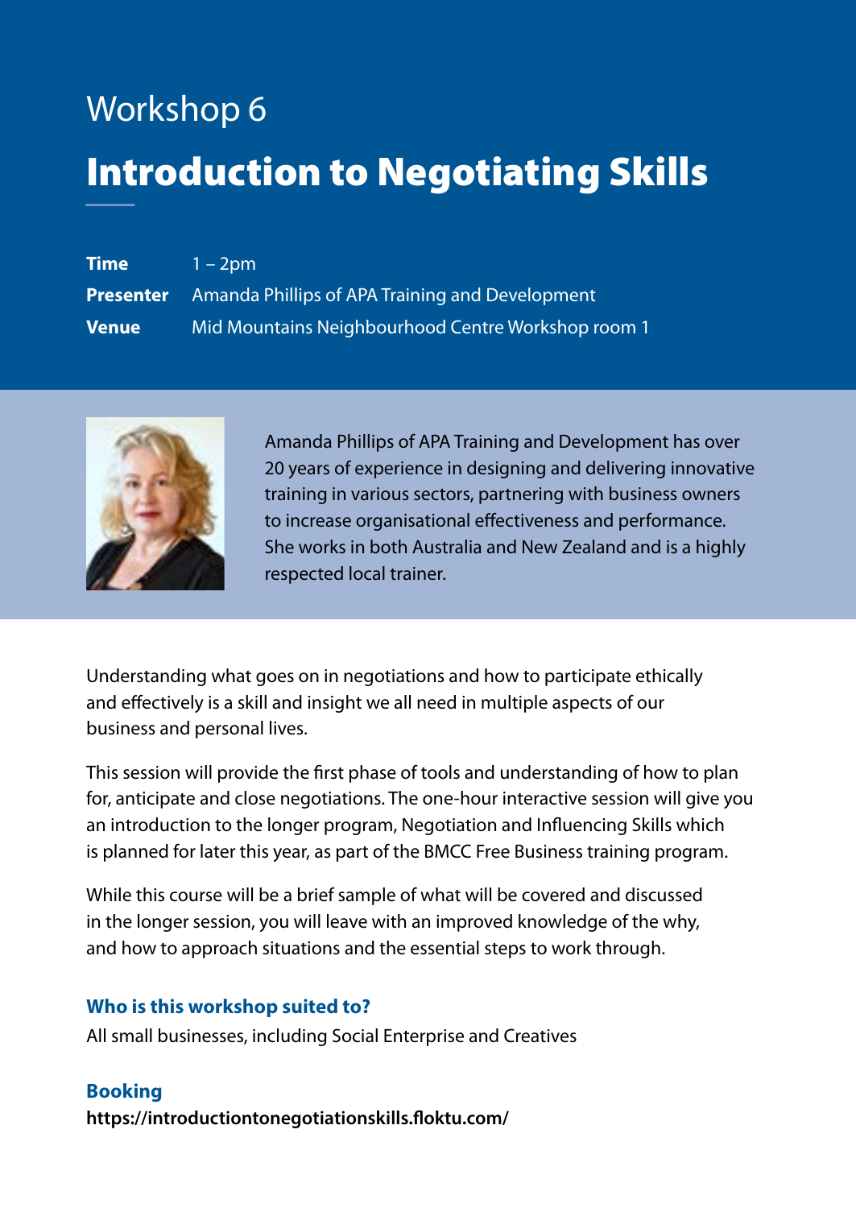Workshop 6

# Introduction to Negotiating Skills

**Time** 1 – 2pm

**Presenter** Amanda Phillips of APA Training and Development

**Venue** Mid Mountains Neighbourhood Centre Workshop room 1

Amanda Phillips of APA Training and Development has over 20 years of experience in designing and delivering innovative training in various sectors, partnering with business owners to increase organisational effectiveness and performance. She works in both Australia and New Zealand and is a highly respected local trainer.

Understanding what goes on in negotiations and how to participate ethically and effectively is a skill and insight we all need in multiple aspects of our business and personal lives.

This session will provide the first phase of tools and understanding of how to plan for, anticipate and close negotiations. The one-hour interactive session will give you an introduction to the longer program, Negotiation and Influencing Skills which is planned for later this year, as part of the BMCC Free Business training program.

While this course will be a brief sample of what will be covered and discussed in the longer session, you will leave with an improved knowledge of the why, and how to approach situations and the essential steps to work through.

### Who is this workshop suited to?

All small businesses, including Social Enterprise and Creatives

### Booking

**https://introductiontonegotiationskills.floktu.com/**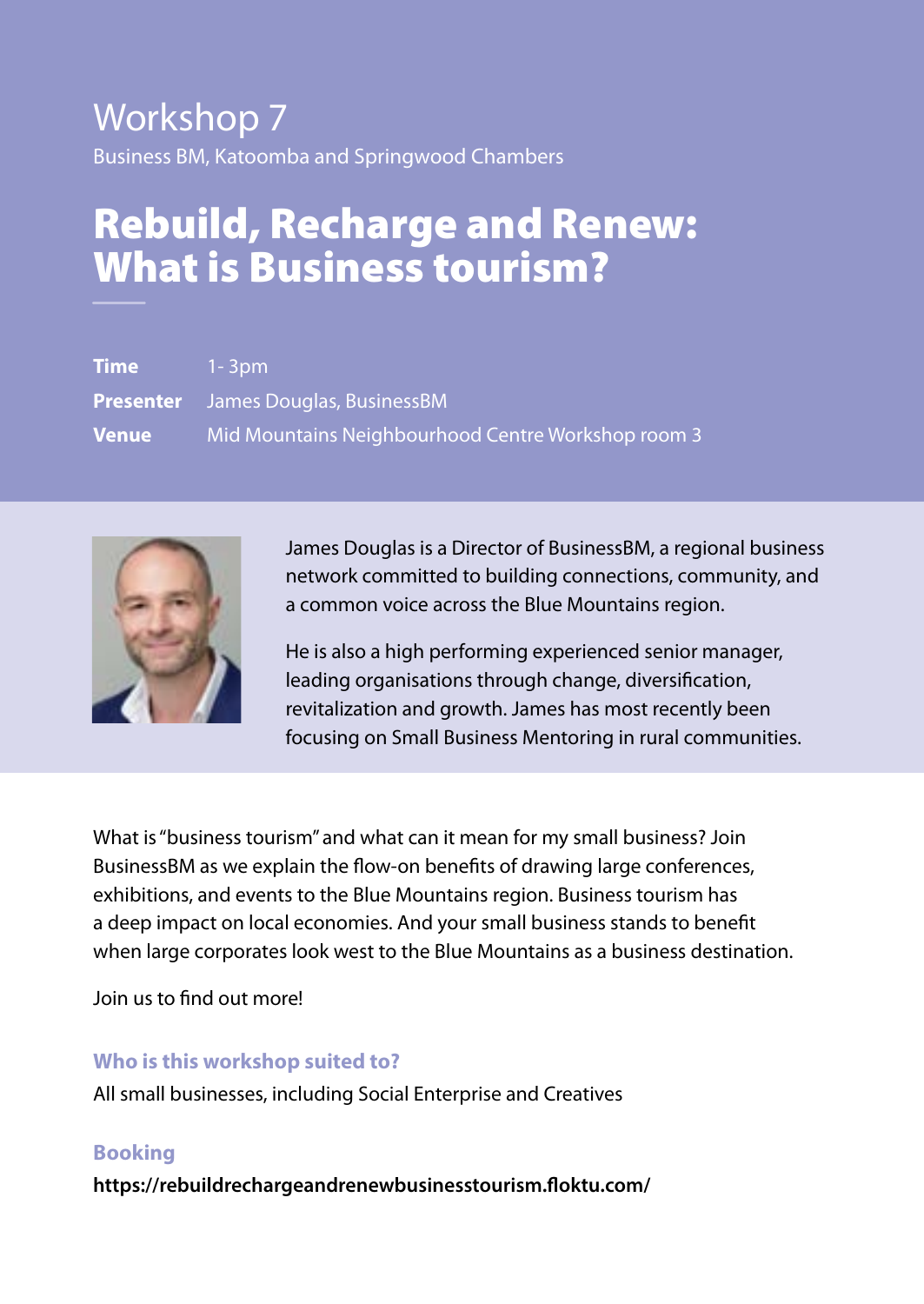# Workshop 7

Business BM, Katoomba and Springwood Chambers

## Rebuild, Recharge and Renew: What is Business tourism?

**Time** 1- 3pm

**Presenter** James Douglas, BusinessBM

**Venue** Mid Mountains Neighbourhood Centre Workshop room 3

James Douglas is a Director of BusinessBM, a regional business network committed to building connections, community, and a common voice across the Blue Mountains region.

He is also a high performing experienced senior manager, leading organisations through change, diversification, revitalization and growth. James has most recently been focusing on Small Business Mentoring in rural communities.

What is "business tourism" and what can it mean for my small business? Join BusinessBM as we explain the flow-on benefits of drawing large conferences, exhibitions, and events to the Blue Mountains region. Business tourism has a deep impact on local economies. And your small business stands to benefit when large corporates look west to the Blue Mountains as a business destination.

Join us to find out more!

### Who is this workshop suited to?

All small businesses, including Social Enterprise and Creatives

### Booking

**https://rebuildrechargeandrenewbusinesstourism.floktu.com/**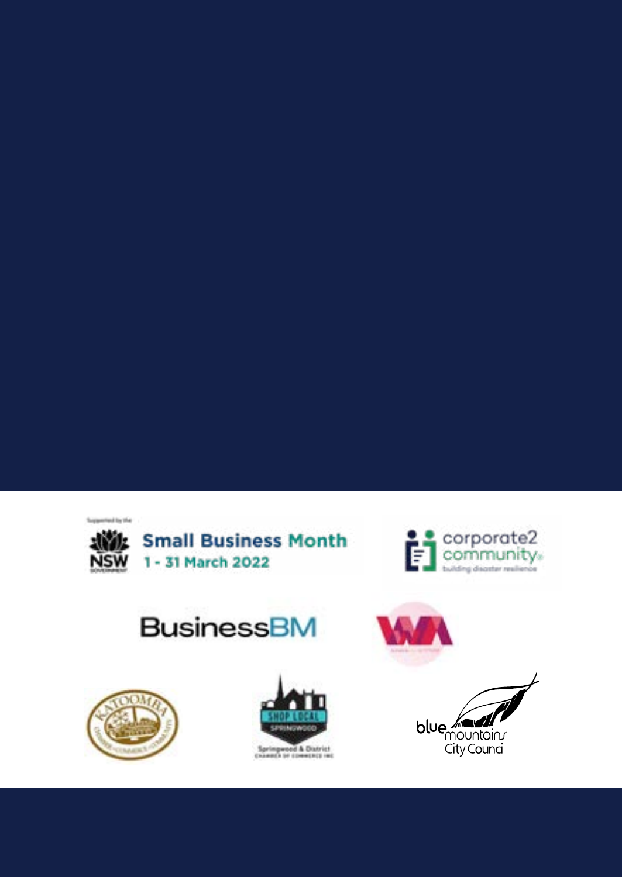Supported by the

NSW GOVERNMENT

Small Business Month
1 - 31 March 2022

corporate2 community
building disaster resilience

BusinessBM

Springwood & District
CHAMBER OF COMMERCE INC

blue mountains City Council